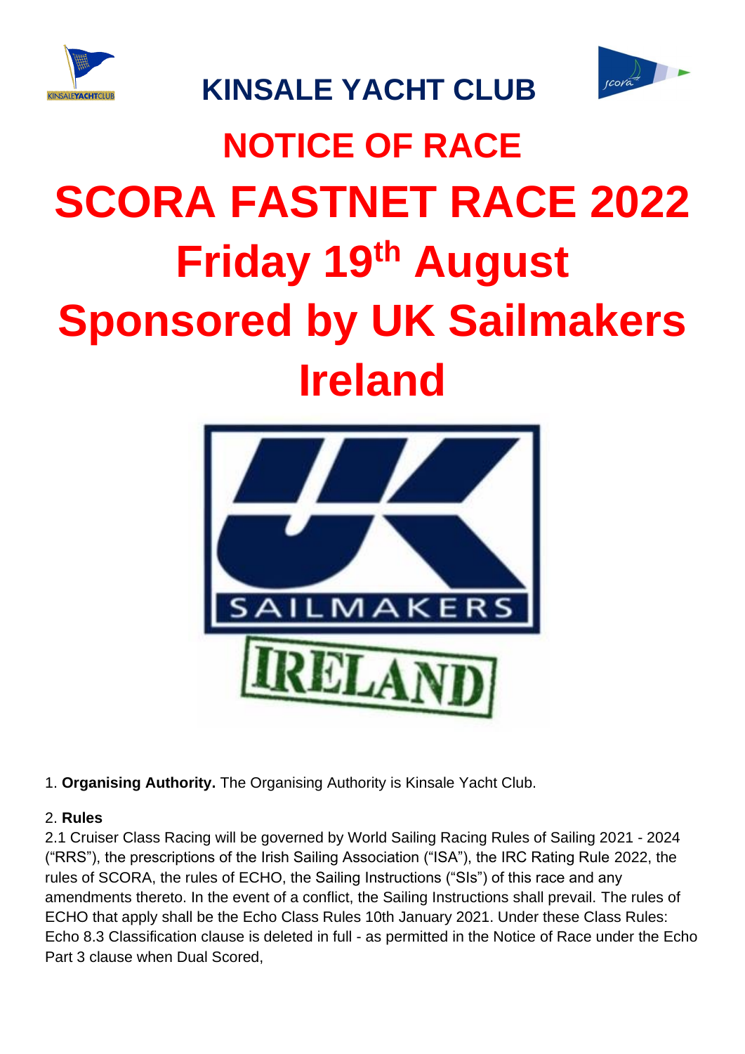# KINSALE YACHT CLUB

# NOTICE OF RACE

# SCORA FASTNET RACE 2022

# Friday 19th August

# Sponsored by UK Sailmakers Ireland

1. **Organising Authority.** The Organising Authority is Kinsale Yacht Club.

2. **Rules**

2.1 Cruiser Class Racing will be governed by World Sailing Racing Rules of Sailing 2021 - 2024 ("RRS"), the prescriptions of the Irish Sailing Association ("ISA"), the IRC Rating Rule 2022, the rules of SCORA, the rules of ECHO, the Sailing Instructions ("SIs") of this race and any amendments thereto. In the event of a conflict, the Sailing Instructions shall prevail. The rules of ECHO that apply shall be the Echo Class Rules 10th January 2021. Under these Class Rules: Echo 8.3 Classification clause is deleted in full - as permitted in the Notice of Race under the Echo Part 3 clause when Dual Scored,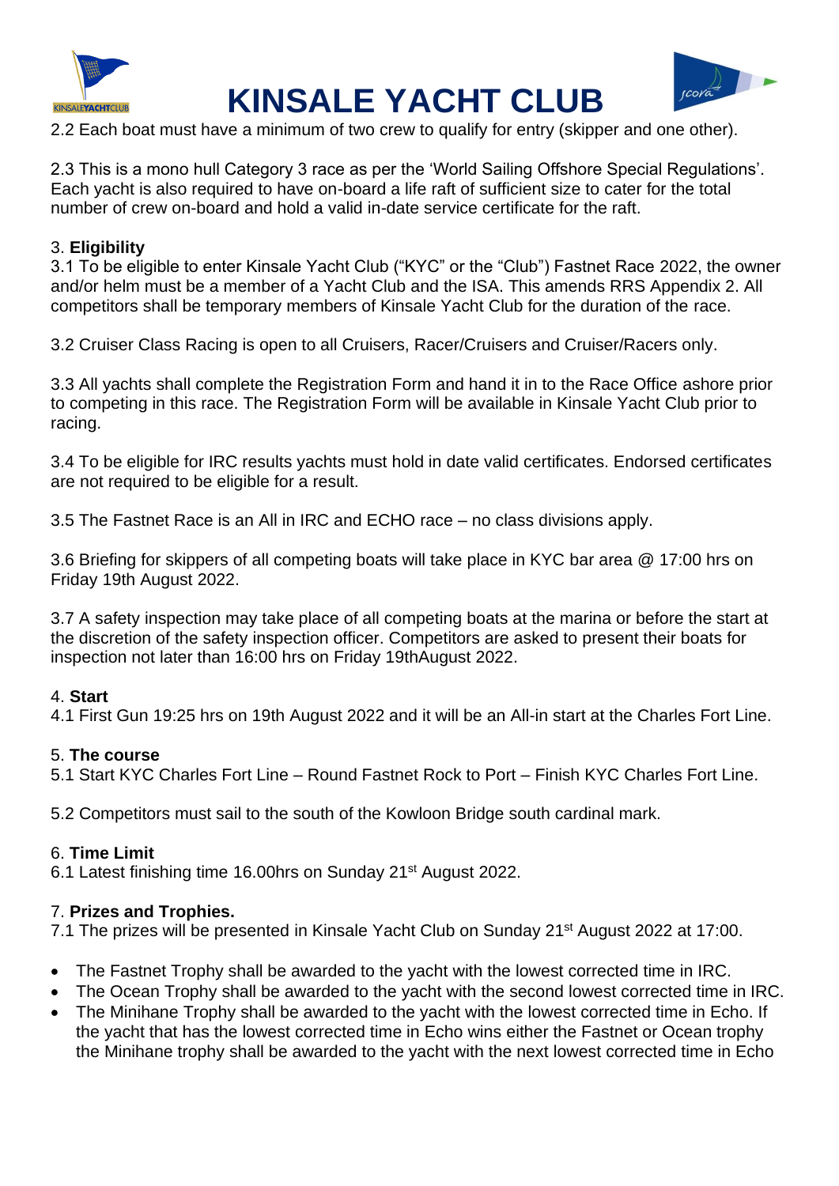# KINSALE YACHT CLUB

2.2 Each boat must have a minimum of two crew to qualify for entry (skipper and one other).

2.3 This is a mono hull Category 3 race as per the 'World Sailing Offshore Special Regulations'. Each yacht is also required to have on-board a life raft of sufficient size to cater for the total number of crew on-board and hold a valid in-date service certificate for the raft.

3. **Eligibility**
3.1 To be eligible to enter Kinsale Yacht Club ("KYC" or the "Club") Fastnet Race 2022, the owner and/or helm must be a member of a Yacht Club and the ISA. This amends RRS Appendix 2. All competitors shall be temporary members of Kinsale Yacht Club for the duration of the race.

3.2 Cruiser Class Racing is open to all Cruisers, Racer/Cruisers and Cruiser/Racers only.

3.3 All yachts shall complete the Registration Form and hand it in to the Race Office ashore prior to competing in this race. The Registration Form will be available in Kinsale Yacht Club prior to racing.

3.4 To be eligible for IRC results yachts must hold in date valid certificates. Endorsed certificates are not required to be eligible for a result.

3.5 The Fastnet Race is an All in IRC and ECHO race – no class divisions apply.

3.6 Briefing for skippers of all competing boats will take place in KYC bar area @ 17:00 hrs on Friday 19th August 2022.

3.7 A safety inspection may take place of all competing boats at the marina or before the start at the discretion of the safety inspection officer. Competitors are asked to present their boats for inspection not later than 16:00 hrs on Friday 19thAugust 2022.

4. **Start**
4.1 First Gun 19:25 hrs on 19th August 2022 and it will be an All-in start at the Charles Fort Line.

5. **The course**
5.1 Start KYC Charles Fort Line – Round Fastnet Rock to Port – Finish KYC Charles Fort Line.

5.2 Competitors must sail to the south of the Kowloon Bridge south cardinal mark.

6. **Time Limit**
6.1 Latest finishing time 16.00hrs on Sunday 21st August 2022.

7. **Prizes and Trophies.**
7.1 The prizes will be presented in Kinsale Yacht Club on Sunday 21st August 2022 at 17:00.

- The Fastnet Trophy shall be awarded to the yacht with the lowest corrected time in IRC.
- The Ocean Trophy shall be awarded to the yacht with the second lowest corrected time in IRC.
- The Minihane Trophy shall be awarded to the yacht with the lowest corrected time in Echo. If the yacht that has the lowest corrected time in Echo wins either the Fastnet or Ocean trophy the Minihane trophy shall be awarded to the yacht with the next lowest corrected time in Echo